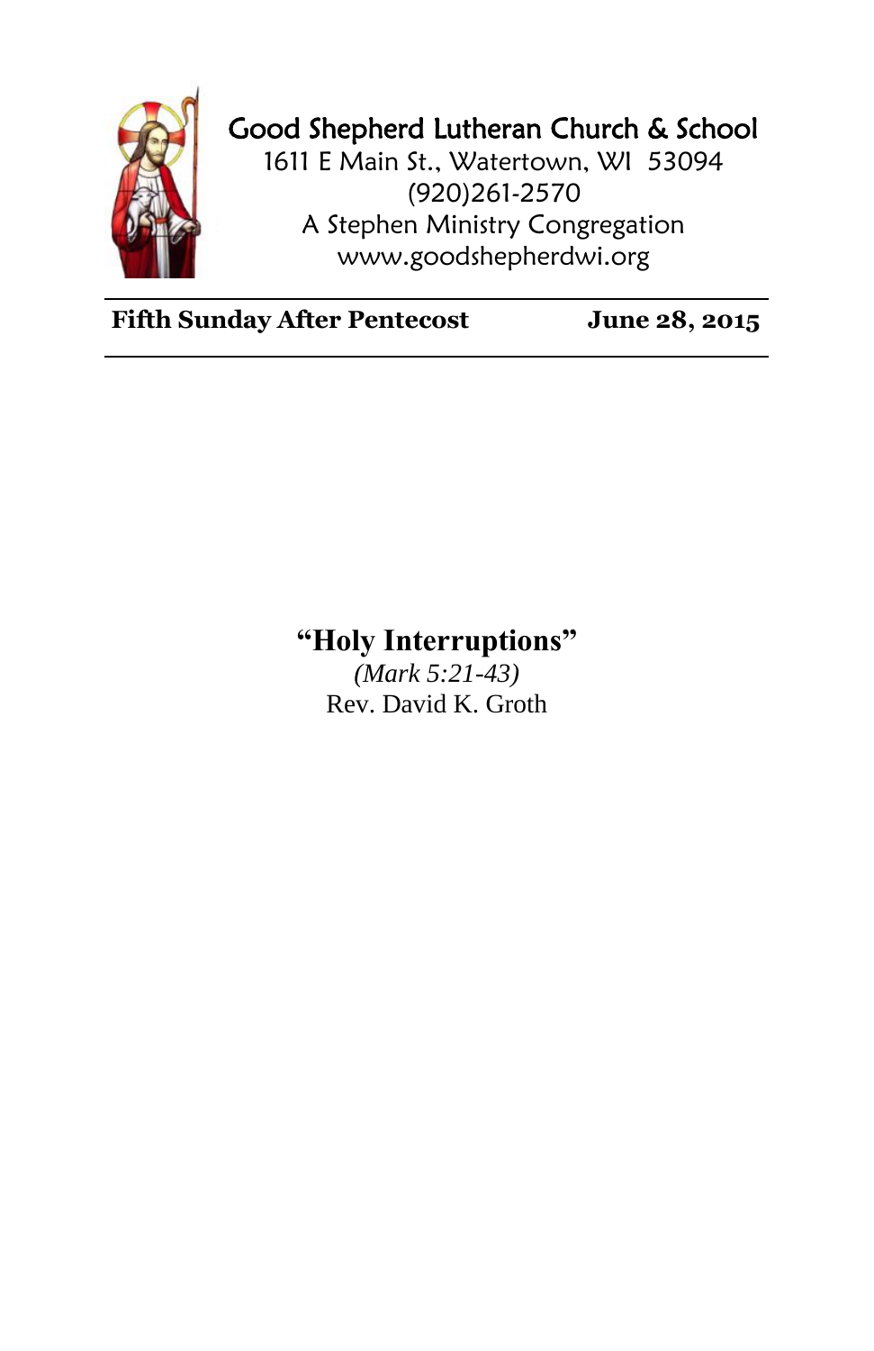# Good Shepherd Lutheran Church & School

1611 E Main St., Watertown, WI  53094
(920)261-2570
A Stephen Ministry Congregation
www.goodshepherdwi.org

---

**Fifth Sunday After Pentecost** **June 28, 2015**

---

## "Holy Interruptions"

*(Mark 5:21-43)*

Rev. David K. Groth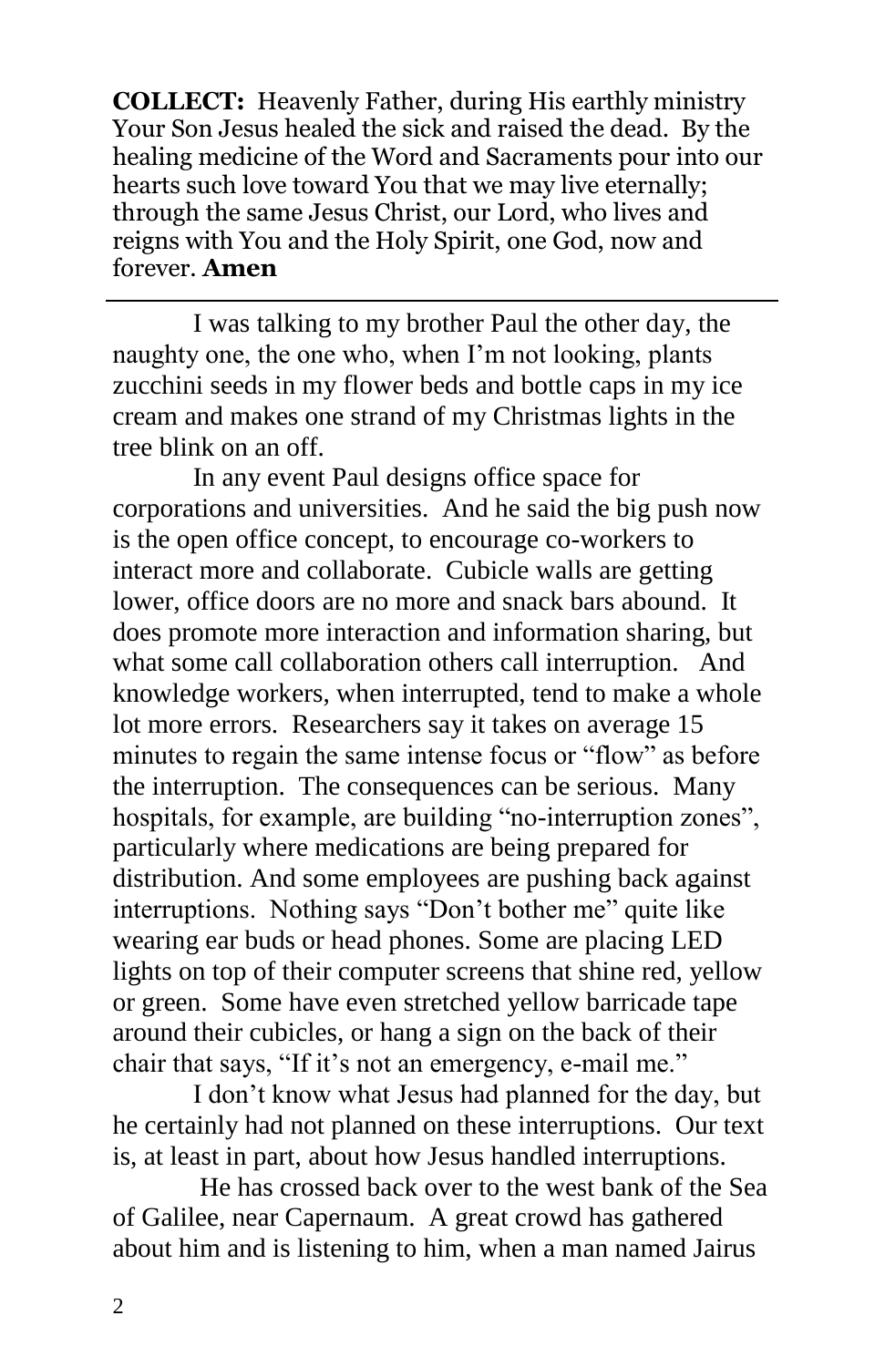**COLLECT:** Heavenly Father, during His earthly ministry Your Son Jesus healed the sick and raised the dead. By the healing medicine of the Word and Sacraments pour into our hearts such love toward You that we may live eternally; through the same Jesus Christ, our Lord, who lives and reigns with You and the Holy Spirit, one God, now and forever. **Amen**

---

I was talking to my brother Paul the other day, the naughty one, the one who, when I'm not looking, plants zucchini seeds in my flower beds and bottle caps in my ice cream and makes one strand of my Christmas lights in the tree blink on an off.

In any event Paul designs office space for corporations and universities. And he said the big push now is the open office concept, to encourage co-workers to interact more and collaborate. Cubicle walls are getting lower, office doors are no more and snack bars abound. It does promote more interaction and information sharing, but what some call collaboration others call interruption. And knowledge workers, when interrupted, tend to make a whole lot more errors. Researchers say it takes on average 15 minutes to regain the same intense focus or "flow" as before the interruption. The consequences can be serious. Many hospitals, for example, are building "no-interruption zones", particularly where medications are being prepared for distribution. And some employees are pushing back against interruptions. Nothing says "Don't bother me" quite like wearing ear buds or head phones. Some are placing LED lights on top of their computer screens that shine red, yellow or green. Some have even stretched yellow barricade tape around their cubicles, or hang a sign on the back of their chair that says, "If it's not an emergency, e-mail me."

I don't know what Jesus had planned for the day, but he certainly had not planned on these interruptions. Our text is, at least in part, about how Jesus handled interruptions.

He has crossed back over to the west bank of the Sea of Galilee, near Capernaum. A great crowd has gathered about him and is listening to him, when a man named Jairus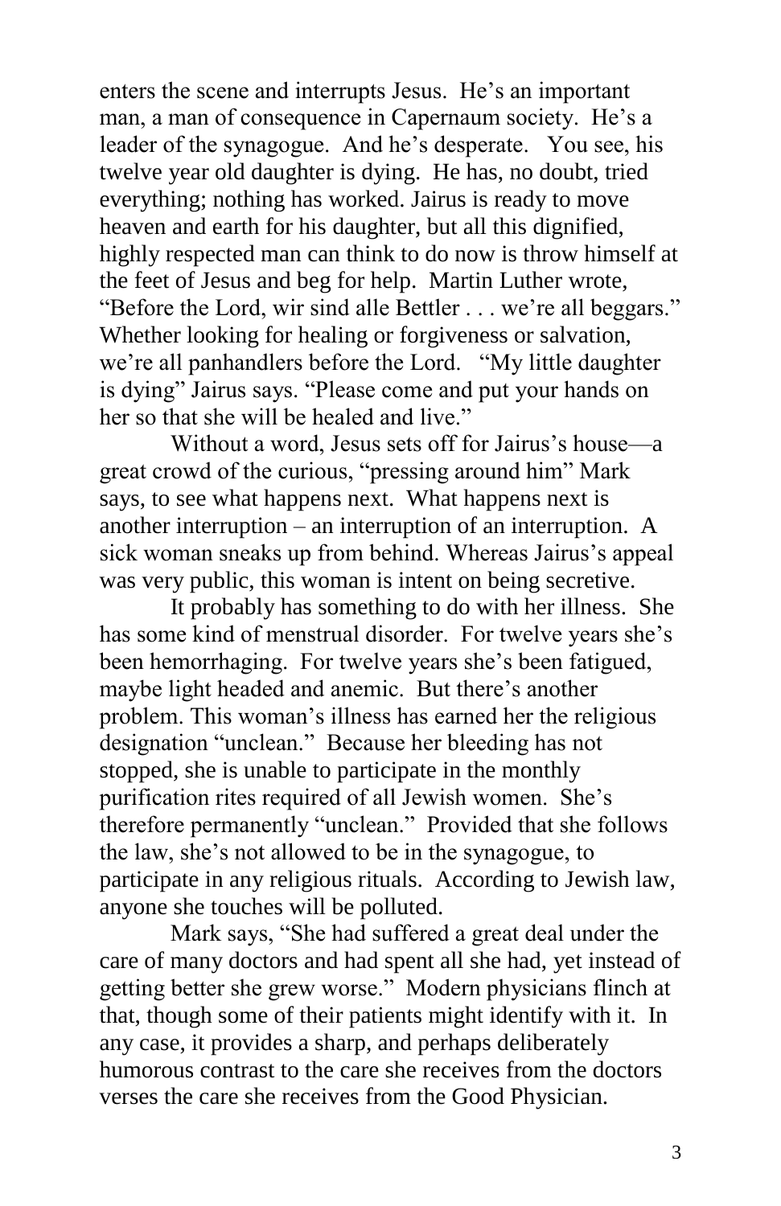enters the scene and interrupts Jesus. He's an important man, a man of consequence in Capernaum society. He's a leader of the synagogue. And he's desperate. You see, his twelve year old daughter is dying. He has, no doubt, tried everything; nothing has worked. Jairus is ready to move heaven and earth for his daughter, but all this dignified, highly respected man can think to do now is throw himself at the feet of Jesus and beg for help. Martin Luther wrote, "Before the Lord, wir sind alle Bettler . . . we're all beggars." Whether looking for healing or forgiveness or salvation, we're all panhandlers before the Lord. "My little daughter is dying" Jairus says. "Please come and put your hands on her so that she will be healed and live."

Without a word, Jesus sets off for Jairus's house—a great crowd of the curious, "pressing around him" Mark says, to see what happens next. What happens next is another interruption – an interruption of an interruption. A sick woman sneaks up from behind. Whereas Jairus's appeal was very public, this woman is intent on being secretive.

It probably has something to do with her illness. She has some kind of menstrual disorder. For twelve years she's been hemorrhaging. For twelve years she's been fatigued, maybe light headed and anemic. But there's another problem. This woman's illness has earned her the religious designation "unclean." Because her bleeding has not stopped, she is unable to participate in the monthly purification rites required of all Jewish women. She's therefore permanently "unclean." Provided that she follows the law, she's not allowed to be in the synagogue, to participate in any religious rituals. According to Jewish law, anyone she touches will be polluted.

Mark says, "She had suffered a great deal under the care of many doctors and had spent all she had, yet instead of getting better she grew worse." Modern physicians flinch at that, though some of their patients might identify with it. In any case, it provides a sharp, and perhaps deliberately humorous contrast to the care she receives from the doctors verses the care she receives from the Good Physician.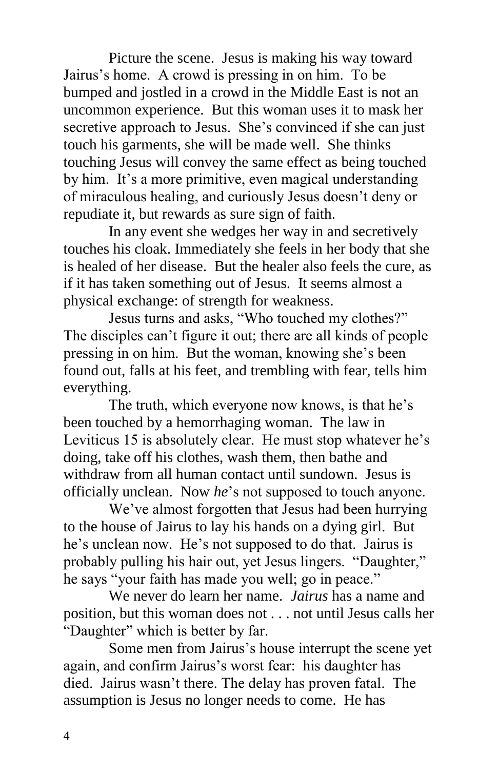Picture the scene. Jesus is making his way toward Jairus's home. A crowd is pressing in on him. To be bumped and jostled in a crowd in the Middle East is not an uncommon experience. But this woman uses it to mask her secretive approach to Jesus. She's convinced if she can just touch his garments, she will be made well. She thinks touching Jesus will convey the same effect as being touched by him. It's a more primitive, even magical understanding of miraculous healing, and curiously Jesus doesn't deny or repudiate it, but rewards as sure sign of faith.

In any event she wedges her way in and secretively touches his cloak. Immediately she feels in her body that she is healed of her disease. But the healer also feels the cure, as if it has taken something out of Jesus. It seems almost a physical exchange: of strength for weakness.

Jesus turns and asks, "Who touched my clothes?" The disciples can't figure it out; there are all kinds of people pressing in on him. But the woman, knowing she's been found out, falls at his feet, and trembling with fear, tells him everything.

The truth, which everyone now knows, is that he's been touched by a hemorrhaging woman. The law in Leviticus 15 is absolutely clear. He must stop whatever he's doing, take off his clothes, wash them, then bathe and withdraw from all human contact until sundown. Jesus is officially unclean. Now *he*'s not supposed to touch anyone.

We've almost forgotten that Jesus had been hurrying to the house of Jairus to lay his hands on a dying girl. But he's unclean now. He's not supposed to do that. Jairus is probably pulling his hair out, yet Jesus lingers. "Daughter," he says "your faith has made you well; go in peace."

We never do learn her name. *Jairus* has a name and position, but this woman does not . . . not until Jesus calls her "Daughter" which is better by far.

Some men from Jairus's house interrupt the scene yet again, and confirm Jairus's worst fear: his daughter has died. Jairus wasn't there. The delay has proven fatal. The assumption is Jesus no longer needs to come. He has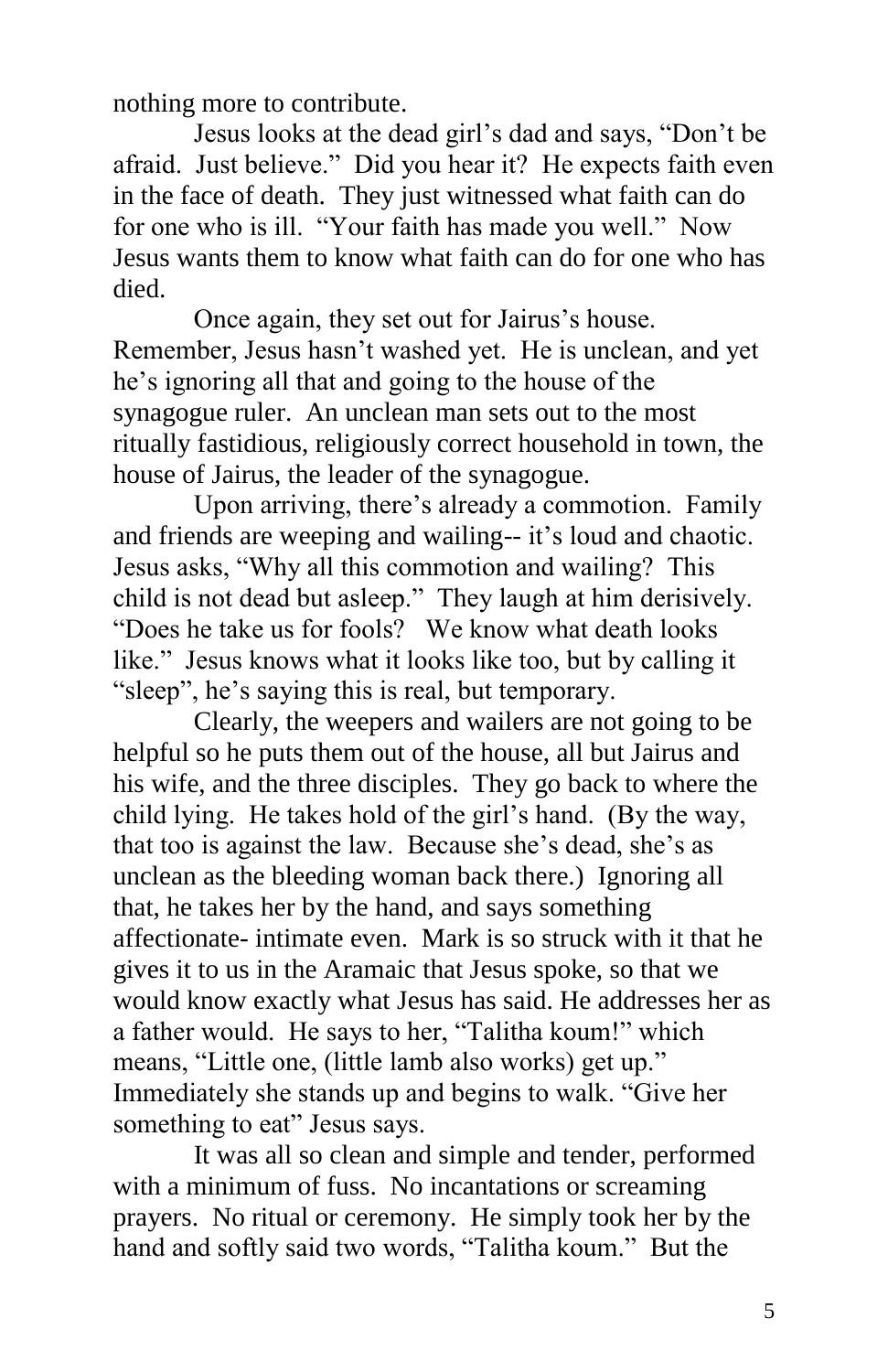nothing more to contribute.

Jesus looks at the dead girl's dad and says, "Don't be afraid. Just believe." Did you hear it? He expects faith even in the face of death. They just witnessed what faith can do for one who is ill. "Your faith has made you well." Now Jesus wants them to know what faith can do for one who has died.

Once again, they set out for Jairus's house. Remember, Jesus hasn't washed yet. He is unclean, and yet he's ignoring all that and going to the house of the synagogue ruler. An unclean man sets out to the most ritually fastidious, religiously correct household in town, the house of Jairus, the leader of the synagogue.

Upon arriving, there's already a commotion. Family and friends are weeping and wailing-- it's loud and chaotic. Jesus asks, "Why all this commotion and wailing? This child is not dead but asleep." They laugh at him derisively. "Does he take us for fools? We know what death looks like." Jesus knows what it looks like too, but by calling it "sleep", he's saying this is real, but temporary.

Clearly, the weepers and wailers are not going to be helpful so he puts them out of the house, all but Jairus and his wife, and the three disciples. They go back to where the child lying. He takes hold of the girl's hand. (By the way, that too is against the law. Because she's dead, she's as unclean as the bleeding woman back there.) Ignoring all that, he takes her by the hand, and says something affectionate- intimate even. Mark is so struck with it that he gives it to us in the Aramaic that Jesus spoke, so that we would know exactly what Jesus has said. He addresses her as a father would. He says to her, "Talitha koum!" which means, "Little one, (little lamb also works) get up." Immediately she stands up and begins to walk. "Give her something to eat" Jesus says.

It was all so clean and simple and tender, performed with a minimum of fuss. No incantations or screaming prayers. No ritual or ceremony. He simply took her by the hand and softly said two words, "Talitha koum." But the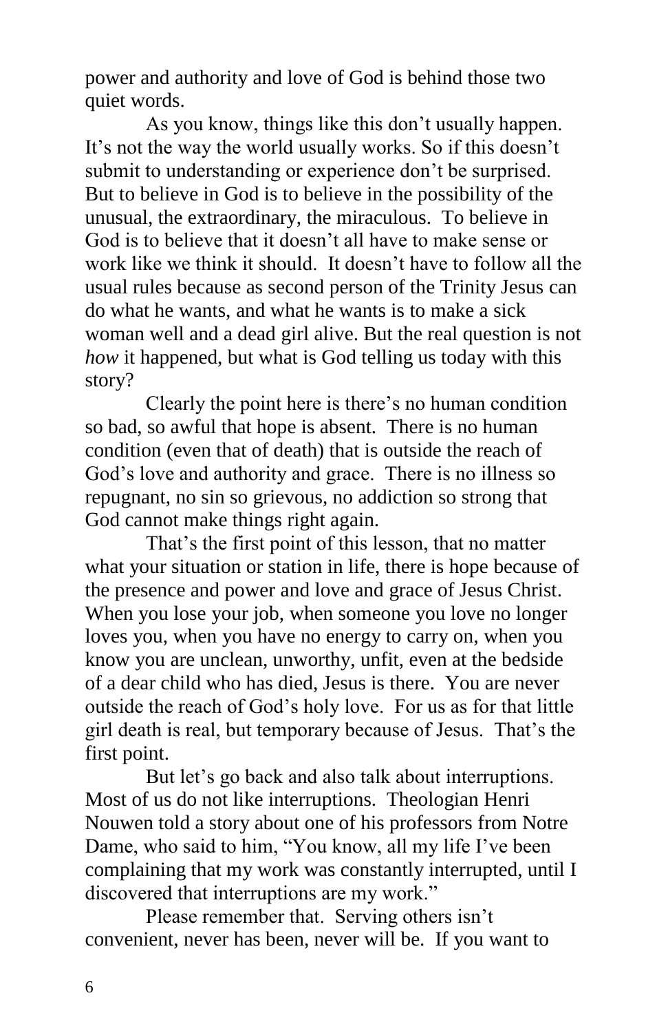power and authority and love of God is behind those two quiet words.

As you know, things like this don't usually happen. It's not the way the world usually works. So if this doesn't submit to understanding or experience don't be surprised. But to believe in God is to believe in the possibility of the unusual, the extraordinary, the miraculous. To believe in God is to believe that it doesn't all have to make sense or work like we think it should. It doesn't have to follow all the usual rules because as second person of the Trinity Jesus can do what he wants, and what he wants is to make a sick woman well and a dead girl alive. But the real question is not *how* it happened, but what is God telling us today with this story?

Clearly the point here is there's no human condition so bad, so awful that hope is absent. There is no human condition (even that of death) that is outside the reach of God's love and authority and grace. There is no illness so repugnant, no sin so grievous, no addiction so strong that God cannot make things right again.

That's the first point of this lesson, that no matter what your situation or station in life, there is hope because of the presence and power and love and grace of Jesus Christ. When you lose your job, when someone you love no longer loves you, when you have no energy to carry on, when you know you are unclean, unworthy, unfit, even at the bedside of a dear child who has died, Jesus is there. You are never outside the reach of God's holy love. For us as for that little girl death is real, but temporary because of Jesus. That's the first point.

But let's go back and also talk about interruptions. Most of us do not like interruptions. Theologian Henri Nouwen told a story about one of his professors from Notre Dame, who said to him, "You know, all my life I've been complaining that my work was constantly interrupted, until I discovered that interruptions are my work."

Please remember that. Serving others isn't convenient, never has been, never will be. If you want to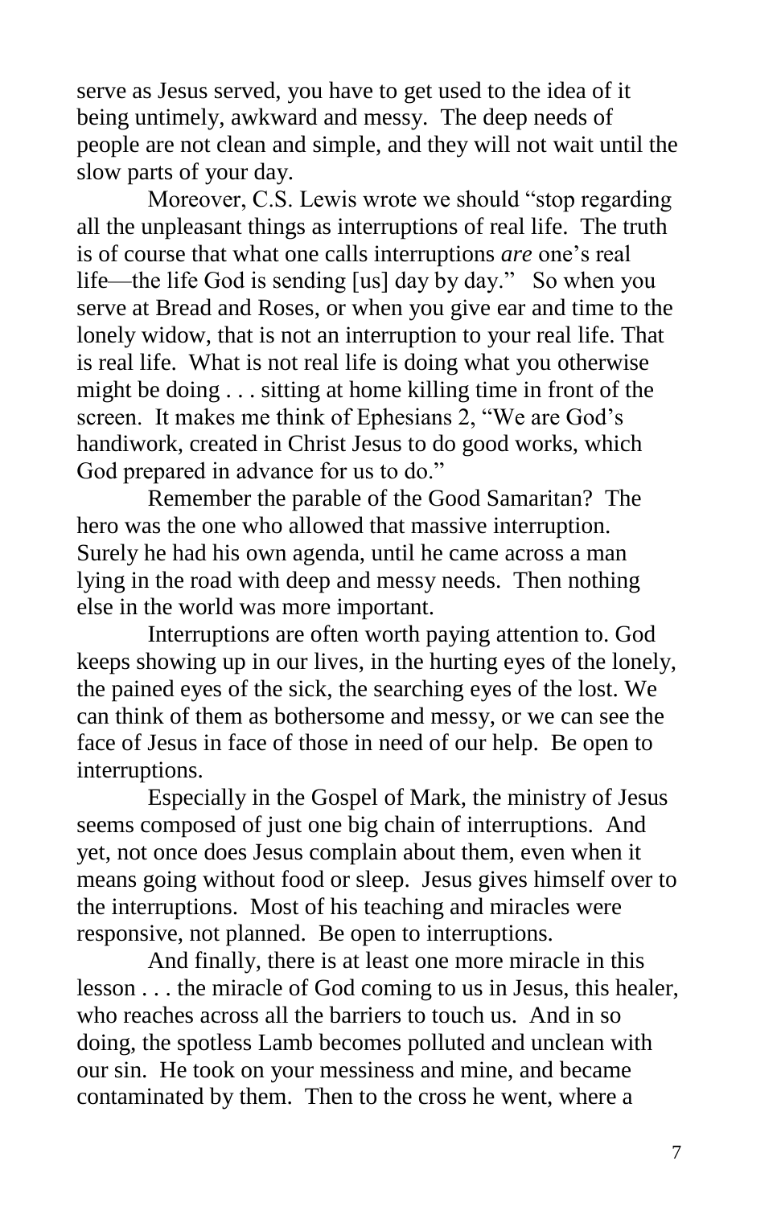serve as Jesus served, you have to get used to the idea of it being untimely, awkward and messy. The deep needs of people are not clean and simple, and they will not wait until the slow parts of your day.

Moreover, C.S. Lewis wrote we should "stop regarding all the unpleasant things as interruptions of real life. The truth is of course that what one calls interruptions *are* one's real life—the life God is sending [us] day by day." So when you serve at Bread and Roses, or when you give ear and time to the lonely widow, that is not an interruption to your real life. That is real life. What is not real life is doing what you otherwise might be doing . . . sitting at home killing time in front of the screen. It makes me think of Ephesians 2, "We are God's handiwork, created in Christ Jesus to do good works, which God prepared in advance for us to do."

Remember the parable of the Good Samaritan? The hero was the one who allowed that massive interruption. Surely he had his own agenda, until he came across a man lying in the road with deep and messy needs. Then nothing else in the world was more important.

Interruptions are often worth paying attention to. God keeps showing up in our lives, in the hurting eyes of the lonely, the pained eyes of the sick, the searching eyes of the lost. We can think of them as bothersome and messy, or we can see the face of Jesus in face of those in need of our help. Be open to interruptions.

Especially in the Gospel of Mark, the ministry of Jesus seems composed of just one big chain of interruptions. And yet, not once does Jesus complain about them, even when it means going without food or sleep. Jesus gives himself over to the interruptions. Most of his teaching and miracles were responsive, not planned. Be open to interruptions.

And finally, there is at least one more miracle in this lesson . . . the miracle of God coming to us in Jesus, this healer, who reaches across all the barriers to touch us. And in so doing, the spotless Lamb becomes polluted and unclean with our sin. He took on your messiness and mine, and became contaminated by them. Then to the cross he went, where a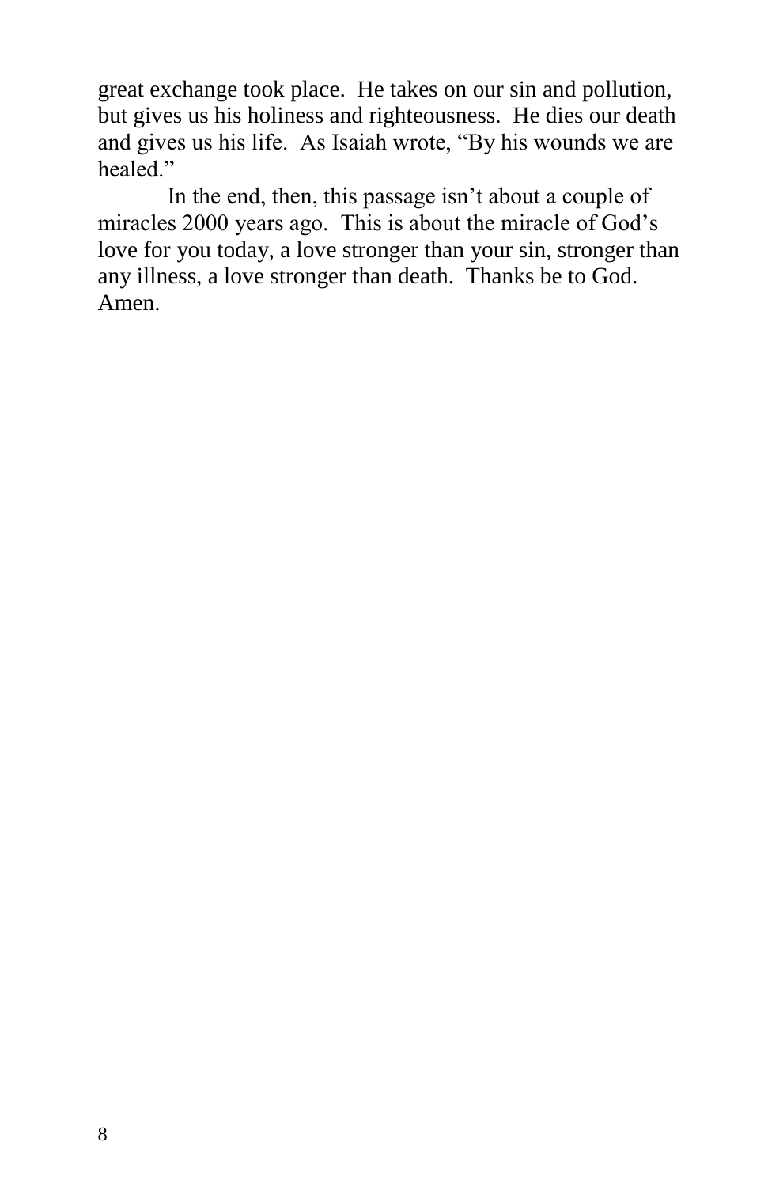great exchange took place. He takes on our sin and pollution, but gives us his holiness and righteousness. He dies our death and gives us his life. As Isaiah wrote, “By his wounds we are healed.”

In the end, then, this passage isn’t about a couple of miracles 2000 years ago. This is about the miracle of God’s love for you today, a love stronger than your sin, stronger than any illness, a love stronger than death. Thanks be to God. Amen.